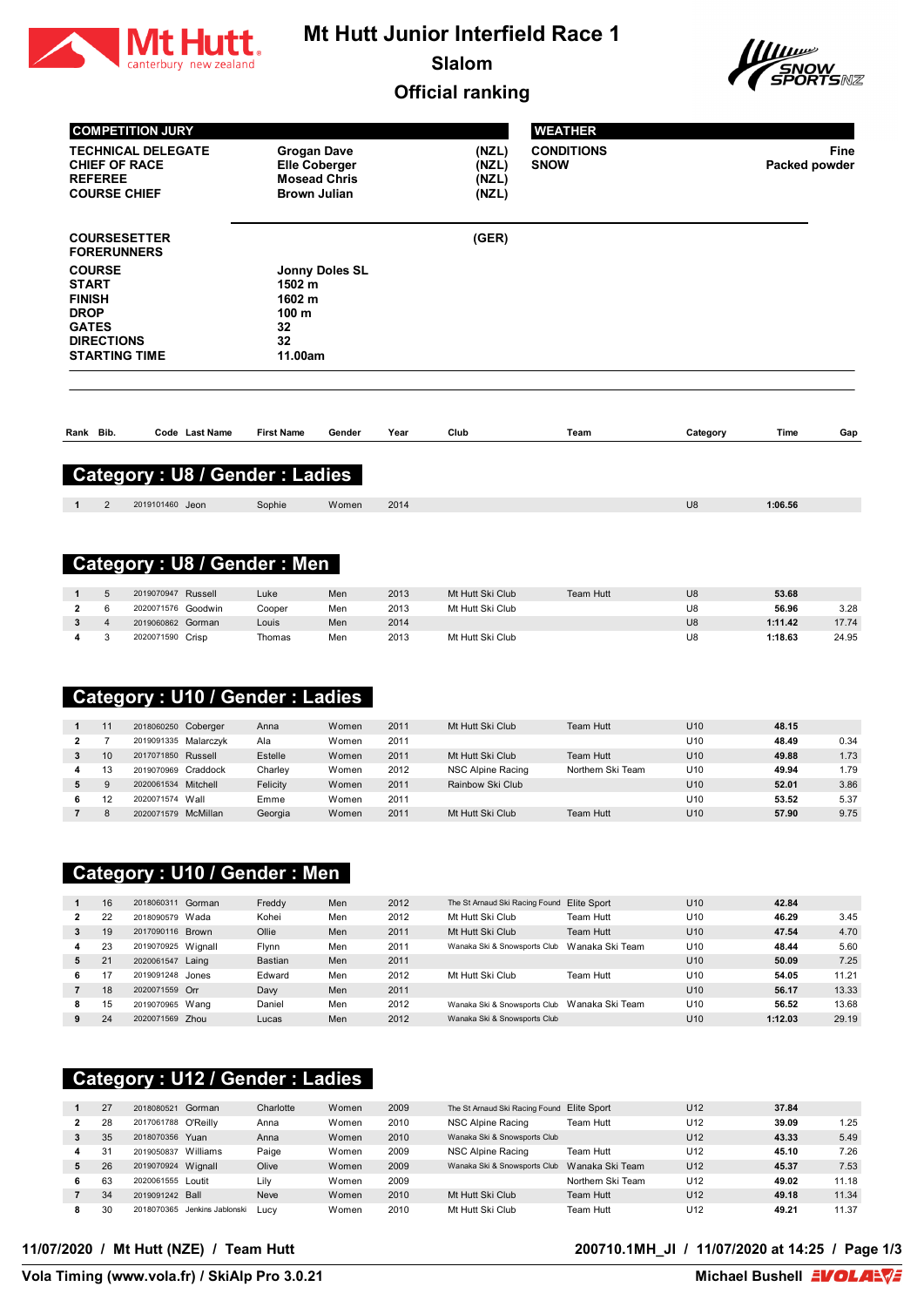# Mt Hutt Junior Interfield Race 1

## Slalom

## Official ranking

| COMPETITION JURY | | |
|---|---|---|
| TECHNICAL DELEGATE | Grogan Dave | (NZL) |
| CHIEF OF RACE | Elle Coberger | (NZL) |
| REFEREE | Mosead Chris | (NZL) |
| COURSE CHIEF | Brown Julian | (NZL) |

| WEATHER | |
|---|---|
| CONDITIONS | Fine |
| SNOW | Packed powder |

| | | |
|---|---|---|
| COURSESETTER | | (GER) |
| FORERUNNERS | | |
| COURSE | Jonny Doles SL | |
| START | 1502 m | |
| FINISH | 1602 m | |
| DROP | 100 m | |
| GATES | 32 | |
| DIRECTIONS | 32 | |
| STARTING TIME | 11.00am | |

### Category : U8 / Gender : Ladies

| Rank | Bib. | Code | Last Name | First Name | Gender | Year | Club | Team | Category | Time | Gap |
|---|---|---|---|---|---|---|---|---|---|---|---|
| 1 | 2 | 2019101460 | Jeon | Sophie | Women | 2014 | | | U8 | 1:06.56 | |

### Category : U8 / Gender : Men

| Rank | Bib. | Code | Last Name | First Name | Gender | Year | Club | Team | Category | Time | Gap |
|---|---|---|---|---|---|---|---|---|---|---|---|
| 1 | 5 | 2019070947 | Russell | Luke | Men | 2013 | Mt Hutt Ski Club | Team Hutt | U8 | 53.68 | |
| 2 | 6 | 2020071576 | Goodwin | Cooper | Men | 2013 | Mt Hutt Ski Club | | U8 | 56.96 | 3.28 |
| 3 | 4 | 2019060862 | Gorman | Louis | Men | 2014 | | | U8 | 1:11.42 | 17.74 |
| 4 | 3 | 2020071590 | Crisp | Thomas | Men | 2013 | Mt Hutt Ski Club | | U8 | 1:18.63 | 24.95 |

### Category : U10 / Gender : Ladies

| Rank | Bib. | Code | Last Name | First Name | Gender | Year | Club | Team | Category | Time | Gap |
|---|---|---|---|---|---|---|---|---|---|---|---|
| 1 | 11 | 2018060250 | Coberger | Anna | Women | 2011 | Mt Hutt Ski Club | Team Hutt | U10 | 48.15 | |
| 2 | 7 | 2019091335 | Malarczyk | Ala | Women | 2011 | | | U10 | 48.49 | 0.34 |
| 3 | 10 | 2017071850 | Russell | Estelle | Women | 2011 | Mt Hutt Ski Club | Team Hutt | U10 | 49.88 | 1.73 |
| 4 | 13 | 2019070969 | Craddock | Charley | Women | 2012 | NSC Alpine Racing | Northern Ski Team | U10 | 49.94 | 1.79 |
| 5 | 9 | 2020061534 | Mitchell | Felicity | Women | 2011 | Rainbow Ski Club | | U10 | 52.01 | 3.86 |
| 6 | 12 | 2020071574 | Wall | Emme | Women | 2011 | | | U10 | 53.52 | 5.37 |
| 7 | 8 | 2020071579 | McMillan | Georgia | Women | 2011 | Mt Hutt Ski Club | Team Hutt | U10 | 57.90 | 9.75 |

### Category : U10 / Gender : Men

| Rank | Bib. | Code | Last Name | First Name | Gender | Year | Club | Team | Category | Time | Gap |
|---|---|---|---|---|---|---|---|---|---|---|---|
| 1 | 16 | 2018060311 | Gorman | Freddy | Men | 2012 | The St Arnaud Ski Racing Found | Elite Sport | U10 | 42.84 | |
| 2 | 22 | 2018090579 | Wada | Kohei | Men | 2012 | Mt Hutt Ski Club | Team Hutt | U10 | 46.29 | 3.45 |
| 3 | 19 | 2017090116 | Brown | Ollie | Men | 2011 | Mt Hutt Ski Club | Team Hutt | U10 | 47.54 | 4.70 |
| 4 | 23 | 2019070925 | Wignall | Flynn | Men | 2011 | Wanaka Ski & Snowsports Club | Wanaka Ski Team | U10 | 48.44 | 5.60 |
| 5 | 21 | 2020061547 | Laing | Bastian | Men | 2011 | | | U10 | 50.09 | 7.25 |
| 6 | 17 | 2019091248 | Jones | Edward | Men | 2012 | Mt Hutt Ski Club | Team Hutt | U10 | 54.05 | 11.21 |
| 7 | 18 | 2020071559 | Orr | Davy | Men | 2011 | | | U10 | 56.17 | 13.33 |
| 8 | 15 | 2019070965 | Wang | Daniel | Men | 2012 | Wanaka Ski & Snowsports Club | Wanaka Ski Team | U10 | 56.52 | 13.68 |
| 9 | 24 | 2020071569 | Zhou | Lucas | Men | 2012 | Wanaka Ski & Snowsports Club | | U10 | 1:12.03 | 29.19 |

### Category : U12 / Gender : Ladies

| Rank | Bib. | Code | Last Name | First Name | Gender | Year | Club | Team | Category | Time | Gap |
|---|---|---|---|---|---|---|---|---|---|---|---|
| 1 | 27 | 2018080521 | Gorman | Charlotte | Women | 2009 | The St Arnaud Ski Racing Found | Elite Sport | U12 | 37.84 | |
| 2 | 28 | 2017061788 | O'Reilly | Anna | Women | 2010 | NSC Alpine Racing | Team Hutt | U12 | 39.09 | 1.25 |
| 3 | 35 | 2018070356 | Yuan | Anna | Women | 2010 | Wanaka Ski & Snowsports Club | | U12 | 43.33 | 5.49 |
| 4 | 31 | 2019050837 | Williams | Paige | Women | 2009 | NSC Alpine Racing | Team Hutt | U12 | 45.10 | 7.26 |
| 5 | 26 | 2019070924 | Wignall | Olive | Women | 2009 | Wanaka Ski & Snowsports Club | Wanaka Ski Team | U12 | 45.37 | 7.53 |
| 6 | 63 | 2020061555 | Loutit | Lily | Women | 2009 | | Northern Ski Team | U12 | 49.02 | 11.18 |
| 7 | 34 | 2019091242 | Ball | Neve | Women | 2010 | Mt Hutt Ski Club | Team Hutt | U12 | 49.18 | 11.34 |
| 8 | 30 | 2018070365 | Jenkins Jablonski | Lucy | Women | 2010 | Mt Hutt Ski Club | Team Hutt | U12 | 49.21 | 11.37 |

11/07/2020 / Mt Hutt (NZE) / Team Hutt — 200710.1MH_JI / 11/07/2020 at 14:25

Vola Timing (www.vola.fr) / SkiAlp Pro 3.0.21 — Michael Bushell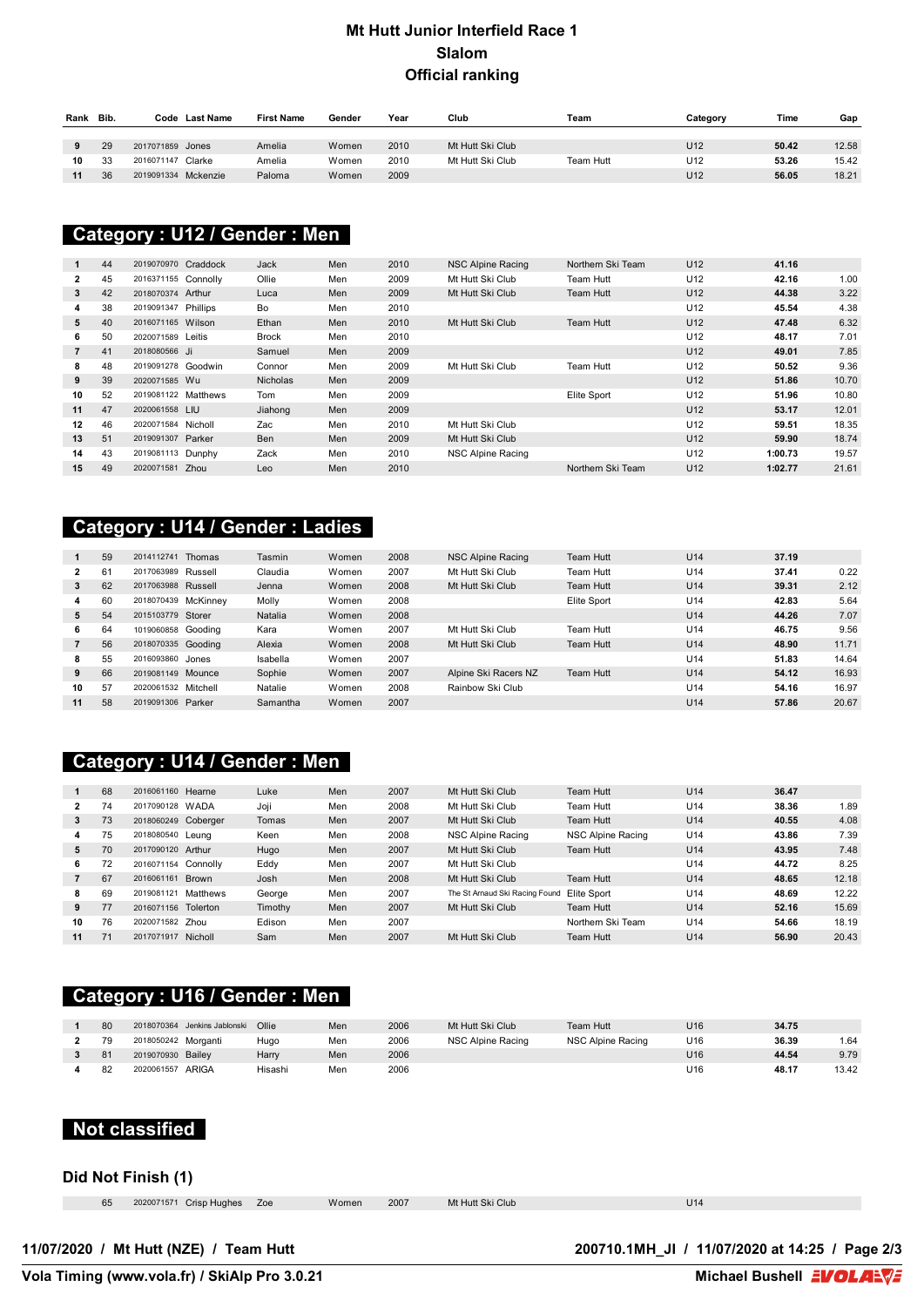# Mt Hutt Junior Interfield Race 1
## Slalom
## Official ranking

| Rank | Bib. | Code | Last Name | First Name | Gender | Year | Club | Team | Category | Time | Gap |
|---|---|---|---|---|---|---|---|---|---|---|---|
| 9 | 29 | 2017071859 | Jones | Amelia | Women | 2010 | Mt Hutt Ski Club | | U12 | 50.42 | 12.58 |
| 10 | 33 | 2016071147 | Clarke | Amelia | Women | 2010 | Mt Hutt Ski Club | Team Hutt | U12 | 53.26 | 15.42 |
| 11 | 36 | 2019091334 | Mckenzie | Paloma | Women | 2009 | | | U12 | 56.05 | 18.21 |

## Category : U12 / Gender : Men

| Rank | Bib. | Code | Last Name | First Name | Gender | Year | Club | Team | Category | Time | Gap |
|---|---|---|---|---|---|---|---|---|---|---|---|
| 1 | 44 | 2019070970 | Craddock | Jack | Men | 2010 | NSC Alpine Racing | Northern Ski Team | U12 | 41.16 | |
| 2 | 45 | 2016371155 | Connolly | Ollie | Men | 2009 | Mt Hutt Ski Club | Team Hutt | U12 | 42.16 | 1.00 |
| 3 | 42 | 2018070374 | Arthur | Luca | Men | 2009 | Mt Hutt Ski Club | Team Hutt | U12 | 44.38 | 3.22 |
| 4 | 38 | 2019091347 | Phillips | Bo | Men | 2010 | | | U12 | 45.54 | 4.38 |
| 5 | 40 | 2016071165 | Wilson | Ethan | Men | 2010 | Mt Hutt Ski Club | Team Hutt | U12 | 47.48 | 6.32 |
| 6 | 50 | 2020071589 | Leitis | Brock | Men | 2010 | | | U12 | 48.17 | 7.01 |
| 7 | 41 | 2018080566 | Ji | Samuel | Men | 2009 | | | U12 | 49.01 | 7.85 |
| 8 | 48 | 2019091278 | Goodwin | Connor | Men | 2009 | Mt Hutt Ski Club | Team Hutt | U12 | 50.52 | 9.36 |
| 9 | 39 | 2020071585 | Wu | Nicholas | Men | 2009 | | | U12 | 51.86 | 10.70 |
| 10 | 52 | 2019081122 | Matthews | Tom | Men | 2009 | | Elite Sport | U12 | 51.96 | 10.80 |
| 11 | 47 | 2020061558 | LIU | Jiahong | Men | 2009 | | | U12 | 53.17 | 12.01 |
| 12 | 46 | 2020071584 | Nicholl | Zac | Men | 2010 | Mt Hutt Ski Club | | U12 | 59.51 | 18.35 |
| 13 | 51 | 2019091307 | Parker | Ben | Men | 2009 | Mt Hutt Ski Club | | U12 | 59.90 | 18.74 |
| 14 | 43 | 2019081113 | Dunphy | Zack | Men | 2010 | NSC Alpine Racing | | U12 | 1:00.73 | 19.57 |
| 15 | 49 | 2020071581 | Zhou | Leo | Men | 2010 | | Northern Ski Team | U12 | 1:02.77 | 21.61 |

## Category : U14 / Gender : Ladies

| Rank | Bib. | Code | Last Name | First Name | Gender | Year | Club | Team | Category | Time | Gap |
|---|---|---|---|---|---|---|---|---|---|---|---|
| 1 | 59 | 2014112741 | Thomas | Tasmin | Women | 2008 | NSC Alpine Racing | Team Hutt | U14 | 37.19 | |
| 2 | 61 | 2017063989 | Russell | Claudia | Women | 2007 | Mt Hutt Ski Club | Team Hutt | U14 | 37.41 | 0.22 |
| 3 | 62 | 2017063988 | Russell | Jenna | Women | 2008 | Mt Hutt Ski Club | Team Hutt | U14 | 39.31 | 2.12 |
| 4 | 60 | 2018070439 | McKinney | Molly | Women | 2008 | | Elite Sport | U14 | 42.83 | 5.64 |
| 5 | 54 | 2015103779 | Storer | Natalia | Women | 2008 | | | U14 | 44.26 | 7.07 |
| 6 | 64 | 1019060858 | Gooding | Kara | Women | 2007 | Mt Hutt Ski Club | Team Hutt | U14 | 46.75 | 9.56 |
| 7 | 56 | 2018070335 | Gooding | Alexia | Women | 2008 | Mt Hutt Ski Club | Team Hutt | U14 | 48.90 | 11.71 |
| 8 | 55 | 2016093860 | Jones | Isabella | Women | 2007 | | | U14 | 51.83 | 14.64 |
| 9 | 66 | 2019081149 | Mounce | Sophie | Women | 2007 | Alpine Ski Racers NZ | Team Hutt | U14 | 54.12 | 16.93 |
| 10 | 57 | 2020061532 | Mitchell | Natalie | Women | 2008 | Rainbow Ski Club | | U14 | 54.16 | 16.97 |
| 11 | 58 | 2019091306 | Parker | Samantha | Women | 2007 | | | U14 | 57.86 | 20.67 |

## Category : U14 / Gender : Men

| Rank | Bib. | Code | Last Name | First Name | Gender | Year | Club | Team | Category | Time | Gap |
|---|---|---|---|---|---|---|---|---|---|---|---|
| 1 | 68 | 2016061160 | Hearne | Luke | Men | 2007 | Mt Hutt Ski Club | Team Hutt | U14 | 36.47 | |
| 2 | 74 | 2017090128 | WADA | Joji | Men | 2008 | Mt Hutt Ski Club | Team Hutt | U14 | 38.36 | 1.89 |
| 3 | 73 | 2018060249 | Coberger | Tomas | Men | 2007 | Mt Hutt Ski Club | Team Hutt | U14 | 40.55 | 4.08 |
| 4 | 75 | 2018080540 | Leung | Keen | Men | 2008 | NSC Alpine Racing | NSC Alpine Racing | U14 | 43.86 | 7.39 |
| 5 | 70 | 2017090120 | Arthur | Hugo | Men | 2007 | Mt Hutt Ski Club | Team Hutt | U14 | 43.95 | 7.48 |
| 6 | 72 | 2016071154 | Connolly | Eddy | Men | 2007 | Mt Hutt Ski Club | | U14 | 44.72 | 8.25 |
| 7 | 67 | 2016061161 | Brown | Josh | Men | 2008 | Mt Hutt Ski Club | Team Hutt | U14 | 48.65 | 12.18 |
| 8 | 69 | 2019081121 | Matthews | George | Men | 2007 | The St Arnaud Ski Racing Found | Elite Sport | U14 | 48.69 | 12.22 |
| 9 | 77 | 2016071156 | Tolerton | Timothy | Men | 2007 | Mt Hutt Ski Club | Team Hutt | U14 | 52.16 | 15.69 |
| 10 | 76 | 2020071582 | Zhou | Edison | Men | 2007 | | Northern Ski Team | U14 | 54.66 | 18.19 |
| 11 | 71 | 2017071917 | Nicholl | Sam | Men | 2007 | Mt Hutt Ski Club | Team Hutt | U14 | 56.90 | 20.43 |

## Category : U16 / Gender : Men

| Rank | Bib. | Code | Last Name | First Name | Gender | Year | Club | Team | Category | Time | Gap |
|---|---|---|---|---|---|---|---|---|---|---|---|
| 1 | 80 | 2018070364 | Jenkins Jablonski | Ollie | Men | 2006 | Mt Hutt Ski Club | Team Hutt | U16 | 34.75 | |
| 2 | 79 | 2018050242 | Morganti | Hugo | Men | 2006 | NSC Alpine Racing | NSC Alpine Racing | U16 | 36.39 | 1.64 |
| 3 | 81 | 2019070930 | Bailey | Harry | Men | 2006 | | | U16 | 44.54 | 9.79 |
| 4 | 82 | 2020061557 | ARIGA | Hisashi | Men | 2006 | | | U16 | 48.17 | 13.42 |

## Not classified

### Did Not Finish (1)

| Rank | Bib. | Code | Last Name | First Name | Gender | Year | Club | Team | Category | Time | Gap |
|---|---|---|---|---|---|---|---|---|---|---|---|
| | 65 | 2020071571 | Crisp Hughes | Zoe | Women | 2007 | Mt Hutt Ski Club | | U14 | | |

11/07/2020 / Mt Hutt (NZE) / Team Hutt — 200710.1MH_JI / 11/07/2020 at 14:25

Vola Timing (www.vola.fr) / SkiAlp Pro 3.0.21 — Michael Bushell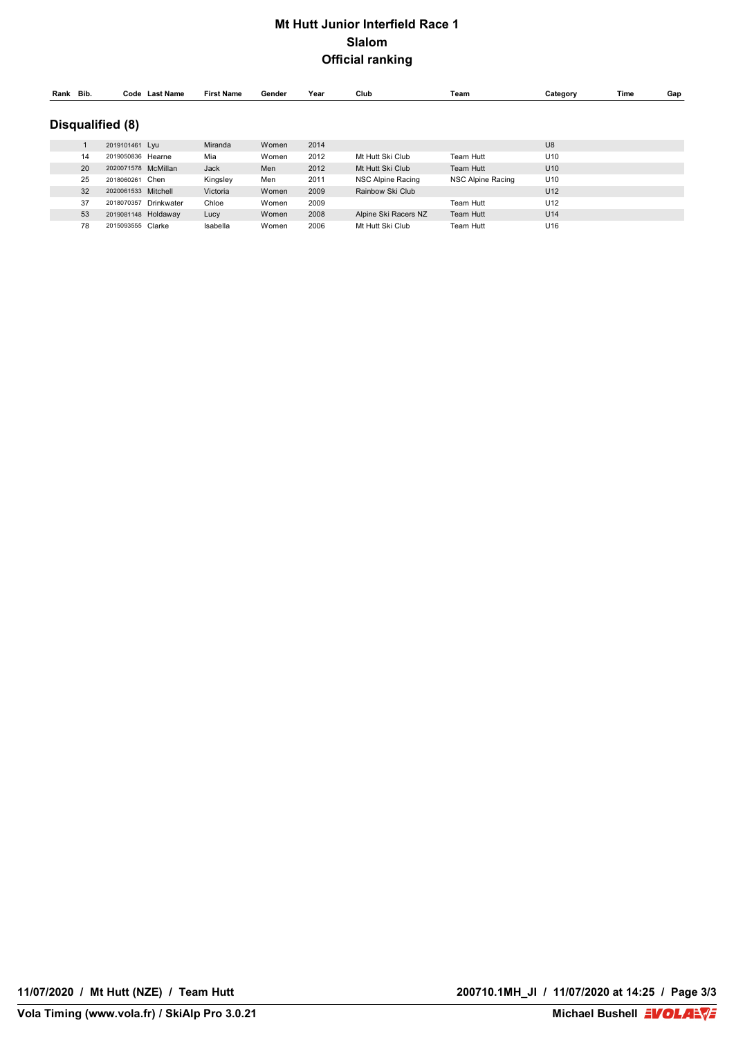# Mt Hutt Junior Interfield Race 1
## Slalom
## Official ranking

| Rank | Bib. | Code | Last Name | First Name | Gender | Year | Club | Team | Category | Time | Gap |
|---|---|---|---|---|---|---|---|---|---|---|---|

### Disqualified (8)

| Rank | Bib. | Code | Last Name | First Name | Gender | Year | Club | Team | Category | Time | Gap |
|---|---|---|---|---|---|---|---|---|---|---|---|
| | 1 | 2019101461 | Lyu | Miranda | Women | 2014 | | | U8 | | |
| | 14 | 2019050836 | Hearne | Mia | Women | 2012 | Mt Hutt Ski Club | Team Hutt | U10 | | |
| | 20 | 2020071578 | McMillan | Jack | Men | 2012 | Mt Hutt Ski Club | Team Hutt | U10 | | |
| | 25 | 2018060261 | Chen | Kingsley | Men | 2011 | NSC Alpine Racing | NSC Alpine Racing | U10 | | |
| | 32 | 2020061533 | Mitchell | Victoria | Women | 2009 | Rainbow Ski Club | | U12 | | |
| | 37 | 2018070357 | Drinkwater | Chloe | Women | 2009 | | Team Hutt | U12 | | |
| | 53 | 2019081148 | Holdaway | Lucy | Women | 2008 | Alpine Ski Racers NZ | Team Hutt | U14 | | |
| | 78 | 2015093555 | Clarke | Isabella | Women | 2006 | Mt Hutt Ski Club | Team Hutt | U16 | | |

11/07/2020 / Mt Hutt (NZE) / Team Hutt

200710.1MH_JI / 11/07/2020 at 14:25

Vola Timing (www.vola.fr) / SkiAlp Pro 3.0.21

Michael Bushell